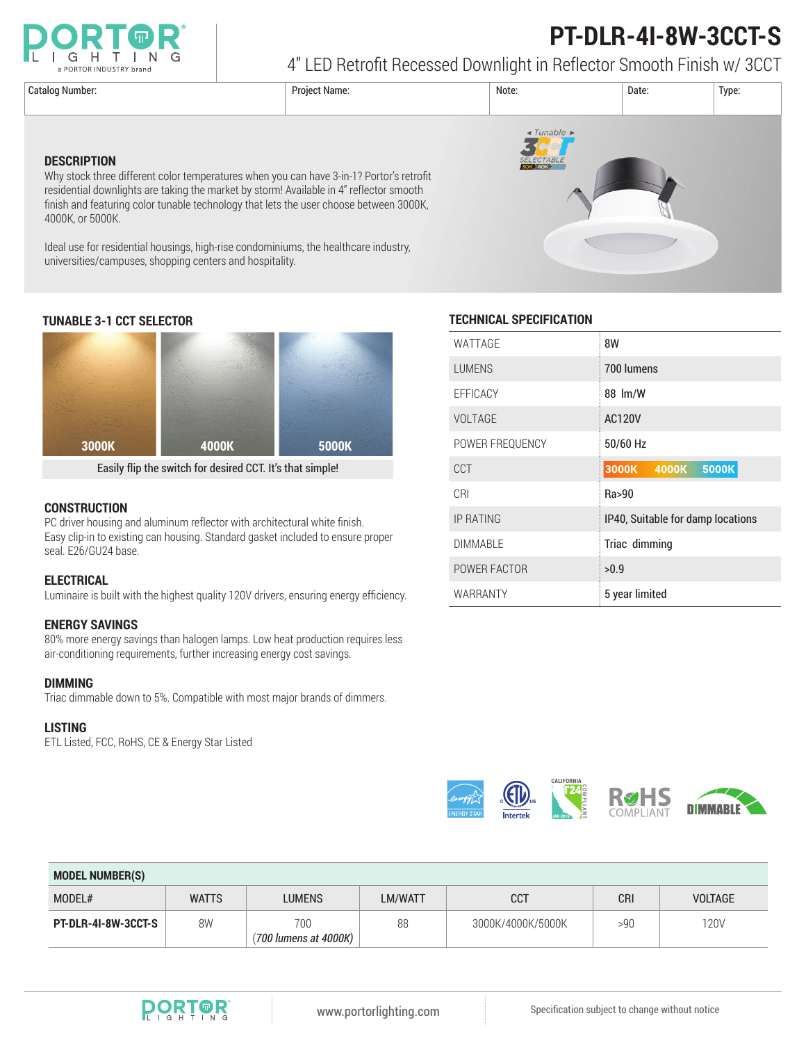# PT-DLR-4I-8W-3CCT-S

4" LED Retrofit Recessed Downlight in Reflector Smooth Finish w/ 3CCT

| Catalog Number: | Project Name: | Note: | Date: | Type: |
|---|---|---|---|---|
| | | | | |

## DESCRIPTION

Why stock three different color temperatures when you can have 3-in-1? Portor's retrofit residential downlights are taking the market by storm! Available in 4" reflector smooth finish and featuring color tunable technology that lets the user choose between 3000K, 4000K, or 5000K.

Ideal use for residential housings, high-rise condominiums, the healthcare industry, universities/campuses, shopping centers and hospitality.

## TUNABLE 3-1 CCT SELECTOR

3000K | 4000K | 5000K

Easily flip the switch for desired CCT. It's that simple!

## CONSTRUCTION

PC driver housing and aluminum reflector with architectural white finish. Easy clip-in to existing can housing. Standard gasket included to ensure proper seal. E26/GU24 base.

## ELECTRICAL

Luminaire is built with the highest quality 120V drivers, ensuring energy efficiency.

## ENERGY SAVINGS

80% more energy savings than halogen lamps. Low heat production requires less air-conditioning requirements, further increasing energy cost savings.

## DIMMING

Triac dimmable down to 5%. Compatible with most major brands of dimmers.

## LISTING

ETL Listed, FCC, RoHS, CE & Energy Star Listed

## TECHNICAL SPECIFICATION

| | |
|---|---|
| WATTAGE | 8W |
| LUMENS | 700 lumens |
| EFFICACY | 88 lm/W |
| VOLTAGE | AC120V |
| POWER FREQUENCY | 50/60 Hz |
| CCT | 3000K 4000K 5000K |
| CRI | Ra>90 |
| IP RATING | IP40, Suitable for damp locations |
| DIMMABLE | Triac dimming |
| POWER FACTOR | >0.9 |
| WARRANTY | 5 year limited |

## MODEL NUMBER(S)

| MODEL# | WATTS | LUMENS | LM/WATT | CCT | CRI | VOLTAGE |
|---|---|---|---|---|---|---|
| **PT-DLR-4I-8W-3CCT-S** | 8W | 700 (*700 lumens at 4000K*) | 88 | 3000K/4000K/5000K | >90 | 120V |

www.portorlighting.com

Specification subject to change without notice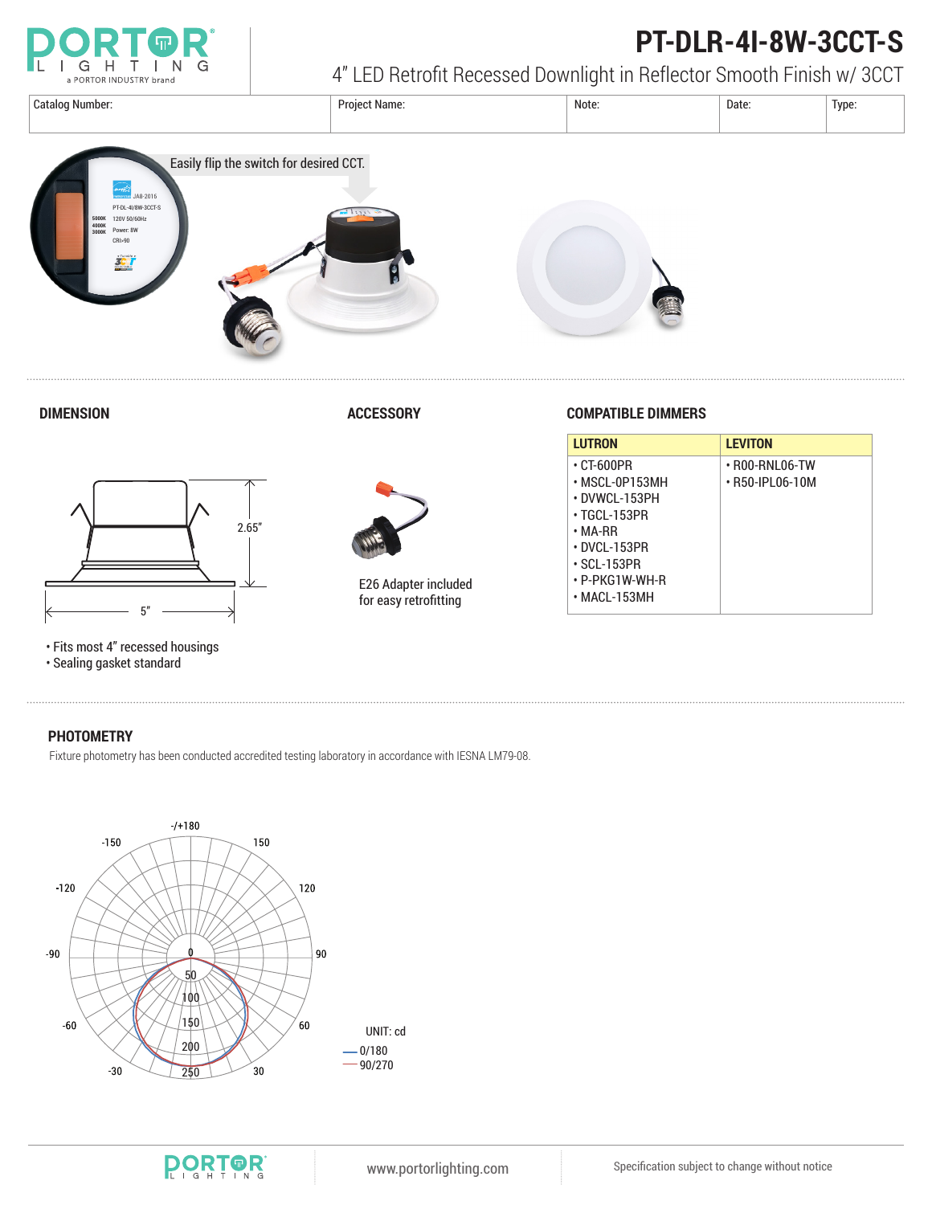# PT-DLR-4I-8W-3CCT-S

4" LED Retrofit Recessed Downlight in Reflector Smooth Finish w/ 3CCT

| Catalog Number: | Project Name: | Note: | Date: | Type: |
|---|---|---|---|---|
| | | | | |

Easily flip the switch for desired CCT.

5000K
4000K
3000K

JA8-2016
PT-DL-4I/8W-3CCT-S
120V 50/60Hz
Power: 8W
CRI>90

## DIMENSION

2.65"

5"

- Fits most 4" recessed housings
- Sealing gasket standard

## ACCESSORY

E26 Adapter included for easy retrofitting

## COMPATIBLE DIMMERS

| LUTRON | LEVITON |
|---|---|
| • CT-600PR<br>• MSCL-0P153MH<br>• DVWCL-153PH<br>• TGCL-153PR<br>• MA-RR<br>• DVCL-153PR<br>• SCL-153PR<br>• P-PKG1W-WH-R<br>• MACL-153MH | • R00-RNL06-TW<br>• R50-IPL06-10M |

## PHOTOMETRY

Fixture photometry has been conducted accredited testing laboratory in accordance with IESNA LM79-08.

-/+180
-150
150
-120
120
-90
90
-60
60
-30
30
0
50
100
150
200
250

UNIT: cd
0/180
90/270

www.portorlighting.com

Specification subject to change without notice